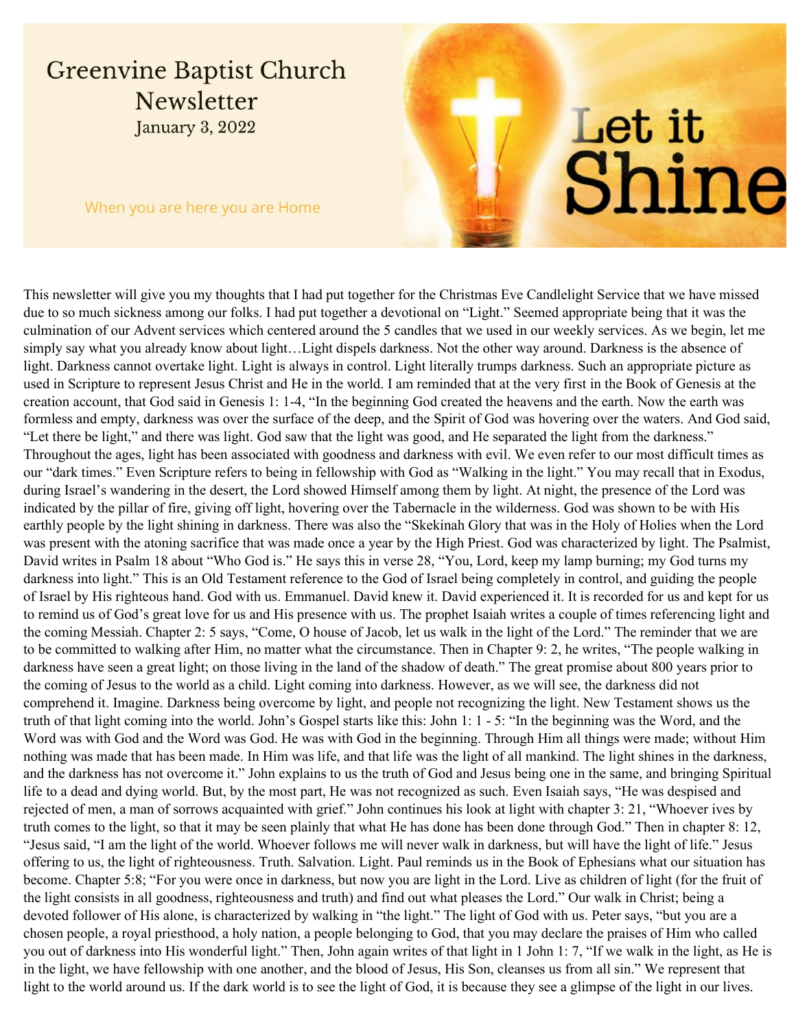# Greenvine Baptist Church Newsletter

January 3, 2022

When you are here you are Home

Let it Shine

This newsletter will give you my thoughts that I had put together for the Christmas Eve Candlelight Service that we have missed due to so much sickness among our folks. I had put together a devotional on "Light." Seemed appropriate being that it was the culmination of our Advent services which centered around the 5 candles that we used in our weekly services. As we begin, let me simply say what you already know about light…Light dispels darkness. Not the other way around. Darkness is the absence of light. Darkness cannot overtake light. Light is always in control. Light literally trumps darkness. Such an appropriate picture as used in Scripture to represent Jesus Christ and He in the world. I am reminded that at the very first in the Book of Genesis at the creation account, that God said in Genesis 1: 1-4, "In the beginning God created the heavens and the earth. Now the earth was formless and empty, darkness was over the surface of the deep, and the Spirit of God was hovering over the waters. And God said, "Let there be light," and there was light. God saw that the light was good, and He separated the light from the darkness." Throughout the ages, light has been associated with goodness and darkness with evil. We even refer to our most difficult times as our "dark times." Even Scripture refers to being in fellowship with God as "Walking in the light." You may recall that in Exodus, during Israel's wandering in the desert, the Lord showed Himself among them by light. At night, the presence of the Lord was indicated by the pillar of fire, giving off light, hovering over the Tabernacle in the wilderness. God was shown to be with His earthly people by the light shining in darkness. There was also the "Skekinah Glory that was in the Holy of Holies when the Lord was present with the atoning sacrifice that was made once a year by the High Priest. God was characterized by light. The Psalmist, David writes in Psalm 18 about "Who God is." He says this in verse 28, "You, Lord, keep my lamp burning; my God turns my darkness into light." This is an Old Testament reference to the God of Israel being completely in control, and guiding the people of Israel by His righteous hand. God with us. Emmanuel. David knew it. David experienced it. It is recorded for us and kept for us to remind us of God's great love for us and His presence with us. The prophet Isaiah writes a couple of times referencing light and the coming Messiah. Chapter 2: 5 says, "Come, O house of Jacob, let us walk in the light of the Lord." The reminder that we are to be committed to walking after Him, no matter what the circumstance. Then in Chapter 9: 2, he writes, "The people walking in darkness have seen a great light; on those living in the land of the shadow of death." The great promise about 800 years prior to the coming of Jesus to the world as a child. Light coming into darkness. However, as we will see, the darkness did not comprehend it. Imagine. Darkness being overcome by light, and people not recognizing the light. New Testament shows us the truth of that light coming into the world. John's Gospel starts like this: John 1: 1 - 5: "In the beginning was the Word, and the Word was with God and the Word was God. He was with God in the beginning. Through Him all things were made; without Him nothing was made that has been made. In Him was life, and that life was the light of all mankind. The light shines in the darkness, and the darkness has not overcome it." John explains to us the truth of God and Jesus being one in the same, and bringing Spiritual life to a dead and dying world. But, by the most part, He was not recognized as such. Even Isaiah says, "He was despised and rejected of men, a man of sorrows acquainted with grief." John continues his look at light with chapter 3: 21, "Whoever ives by truth comes to the light, so that it may be seen plainly that what He has done has been done through God." Then in chapter 8: 12, "Jesus said, "I am the light of the world. Whoever follows me will never walk in darkness, but will have the light of life." Jesus offering to us, the light of righteousness. Truth. Salvation. Light. Paul reminds us in the Book of Ephesians what our situation has become. Chapter 5:8; "For you were once in darkness, but now you are light in the Lord. Live as children of light (for the fruit of the light consists in all goodness, righteousness and truth) and find out what pleases the Lord." Our walk in Christ; being a devoted follower of His alone, is characterized by walking in "the light." The light of God with us. Peter says, "but you are a chosen people, a royal priesthood, a holy nation, a people belonging to God, that you may declare the praises of Him who called you out of darkness into His wonderful light." Then, John again writes of that light in 1 John 1: 7, "If we walk in the light, as He is in the light, we have fellowship with one another, and the blood of Jesus, His Son, cleanses us from all sin." We represent that light to the world around us. If the dark world is to see the light of God, it is because they see a glimpse of the light in our lives.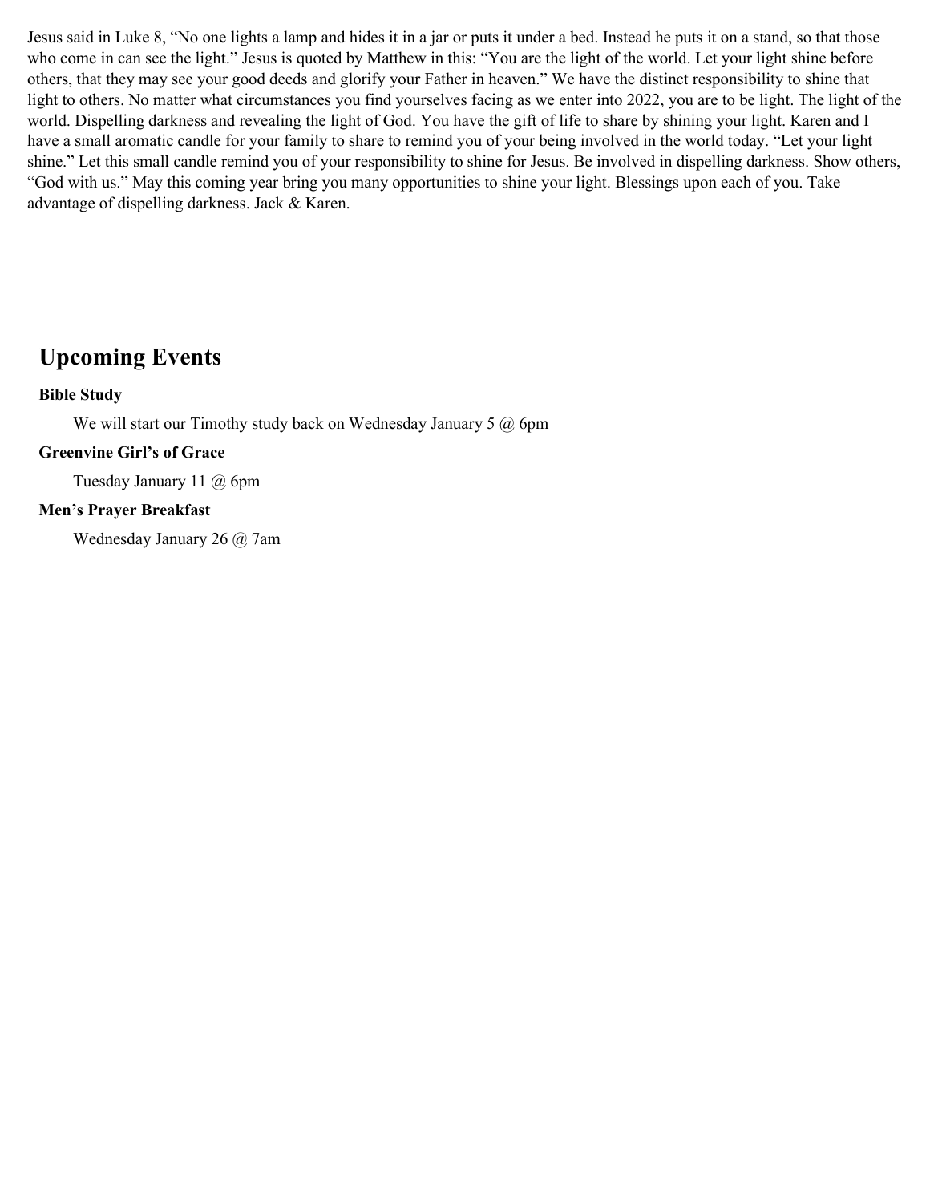Jesus said in Luke 8, "No one lights a lamp and hides it in a jar or puts it under a bed. Instead he puts it on a stand, so that those who come in can see the light." Jesus is quoted by Matthew in this: "You are the light of the world. Let your light shine before others, that they may see your good deeds and glorify your Father in heaven." We have the distinct responsibility to shine that light to others. No matter what circumstances you find yourselves facing as we enter into 2022, you are to be light. The light of the world. Dispelling darkness and revealing the light of God. You have the gift of life to share by shining your light. Karen and I have a small aromatic candle for your family to share to remind you of your being involved in the world today. "Let your light shine." Let this small candle remind you of your responsibility to shine for Jesus. Be involved in dispelling darkness. Show others, "God with us." May this coming year bring you many opportunities to shine your light. Blessings upon each of you. Take advantage of dispelling darkness. Jack & Karen.

## Upcoming Events

**Bible Study**

We will start our Timothy study back on Wednesday January 5 @ 6pm

**Greenvine Girl's of Grace**

Tuesday January 11 @ 6pm

**Men's Prayer Breakfast**

Wednesday January 26 @ 7am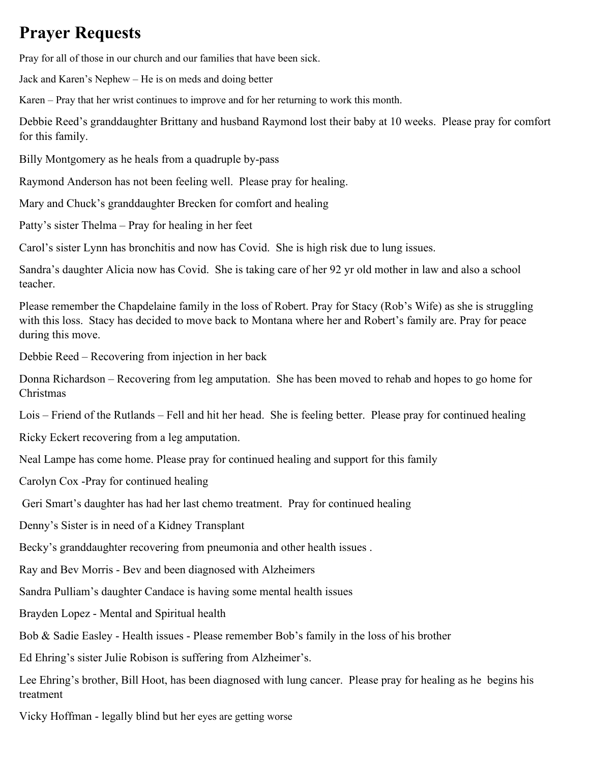# Prayer Requests

Pray for all of those in our church and our families that have been sick.

Jack and Karen's Nephew – He is on meds and doing better

Karen – Pray that her wrist continues to improve and for her returning to work this month.

Debbie Reed's granddaughter Brittany and husband Raymond lost their baby at 10 weeks. Please pray for comfort for this family.

Billy Montgomery as he heals from a quadruple by-pass

Raymond Anderson has not been feeling well. Please pray for healing.

Mary and Chuck's granddaughter Brecken for comfort and healing

Patty's sister Thelma – Pray for healing in her feet

Carol's sister Lynn has bronchitis and now has Covid. She is high risk due to lung issues.

Sandra's daughter Alicia now has Covid. She is taking care of her 92 yr old mother in law and also a school teacher.

Please remember the Chapdelaine family in the loss of Robert. Pray for Stacy (Rob's Wife) as she is struggling with this loss. Stacy has decided to move back to Montana where her and Robert's family are. Pray for peace during this move.

Debbie Reed – Recovering from injection in her back

Donna Richardson – Recovering from leg amputation. She has been moved to rehab and hopes to go home for Christmas

Lois – Friend of the Rutlands – Fell and hit her head. She is feeling better. Please pray for continued healing

Ricky Eckert recovering from a leg amputation.

Neal Lampe has come home. Please pray for continued healing and support for this family

Carolyn Cox -Pray for continued healing

Geri Smart's daughter has had her last chemo treatment. Pray for continued healing

Denny's Sister is in need of a Kidney Transplant

Becky's granddaughter recovering from pneumonia and other health issues .

Ray and Bev Morris - Bev and been diagnosed with Alzheimers

Sandra Pulliam's daughter Candace is having some mental health issues

Brayden Lopez - Mental and Spiritual health

Bob & Sadie Easley - Health issues - Please remember Bob's family in the loss of his brother

Ed Ehring's sister Julie Robison is suffering from Alzheimer's.

Lee Ehring's brother, Bill Hoot, has been diagnosed with lung cancer. Please pray for healing as he begins his treatment

Vicky Hoffman - legally blind but her eyes are getting worse